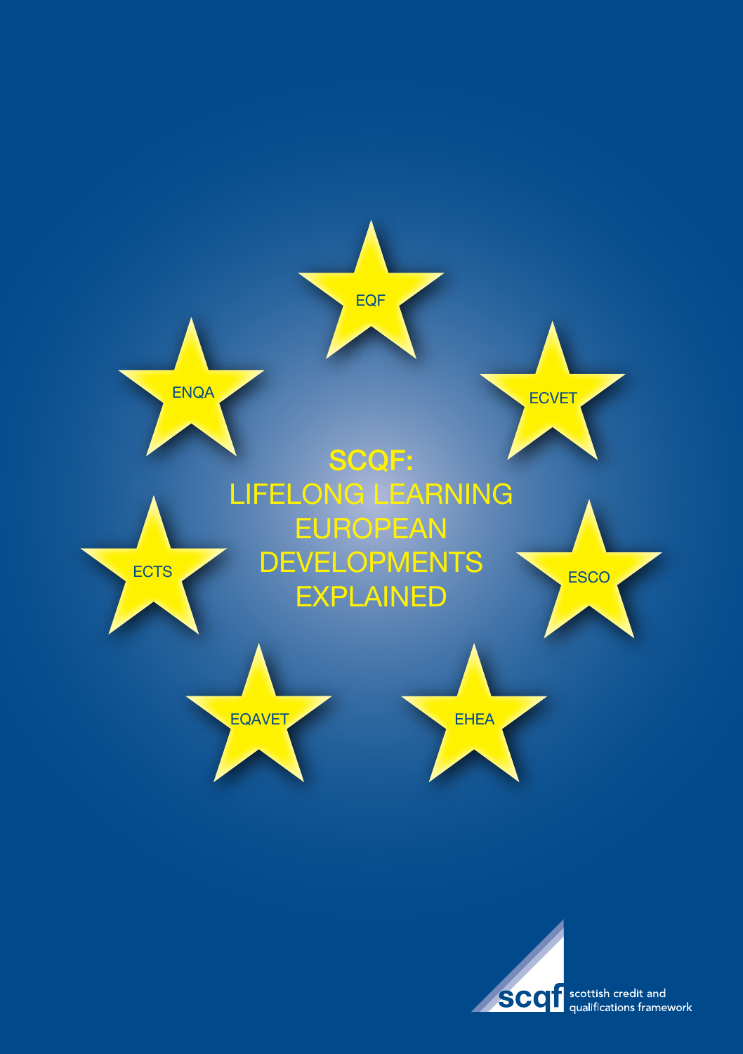EQF

ENQA

ECVET

# SCQF: LIFELONG LEARNING EUROPEAN DEVELOPMENTS EXPLAINED

ECTS

ESCO

EQAVET

EHEA

scqf scottish credit and qualifications framework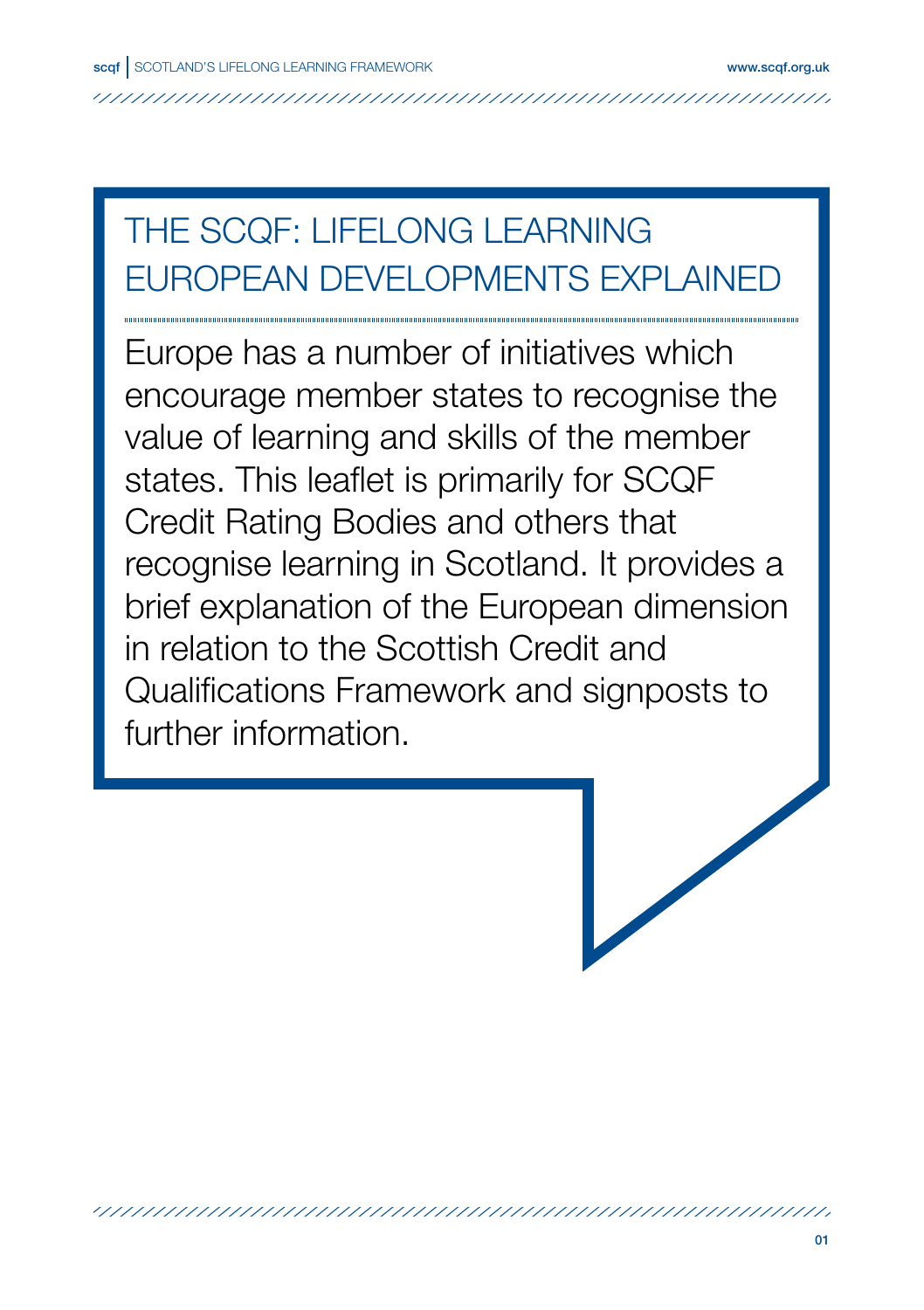# THE SCQF: LIFELONG LEARNING EUROPEAN DEVELOPMENTS EXPLAINED

Europe has a number of initiatives which encourage member states to recognise the value of learning and skills of the member states. This leaflet is primarily for SCQF Credit Rating Bodies and others that recognise learning in Scotland. It provides a brief explanation of the European dimension in relation to the Scottish Credit and Qualifications Framework and signposts to further information.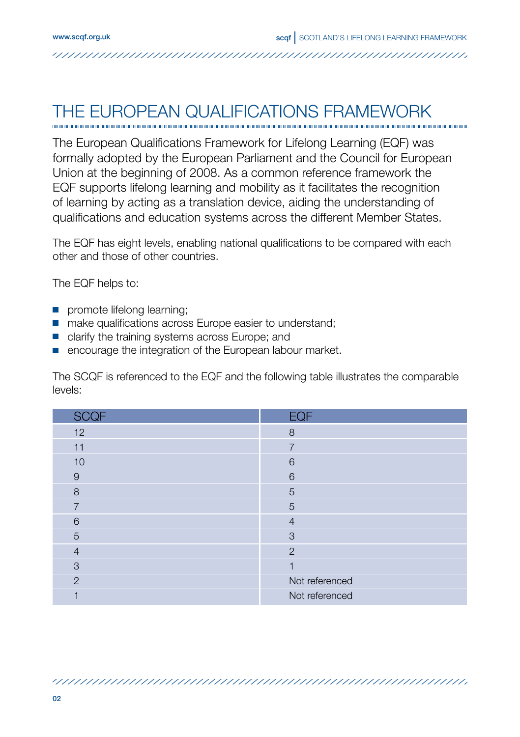# THE EUROPEAN QUALIFICATIONS FRAMEWORK

The European Qualifications Framework for Lifelong Learning (EQF) was formally adopted by the European Parliament and the Council for European Union at the beginning of 2008. As a common reference framework the EQF supports lifelong learning and mobility as it facilitates the recognition of learning by acting as a translation device, aiding the understanding of qualifications and education systems across the different Member States.

The EQF has eight levels, enabling national qualifications to be compared with each other and those of other countries.

The EQF helps to:

- promote lifelong learning;
- make qualifications across Europe easier to understand;
- clarify the training systems across Europe; and
- encourage the integration of the European labour market.

The SCQF is referenced to the EQF and the following table illustrates the comparable levels:

| SCQF | EQF |
|---|---|
| 12 | 8 |
| 11 | 7 |
| 10 | 6 |
| 9 | 6 |
| 8 | 5 |
| 7 | 5 |
| 6 | 4 |
| 5 | 3 |
| 4 | 2 |
| 3 | 1 |
| 2 | Not referenced |
| 1 | Not referenced |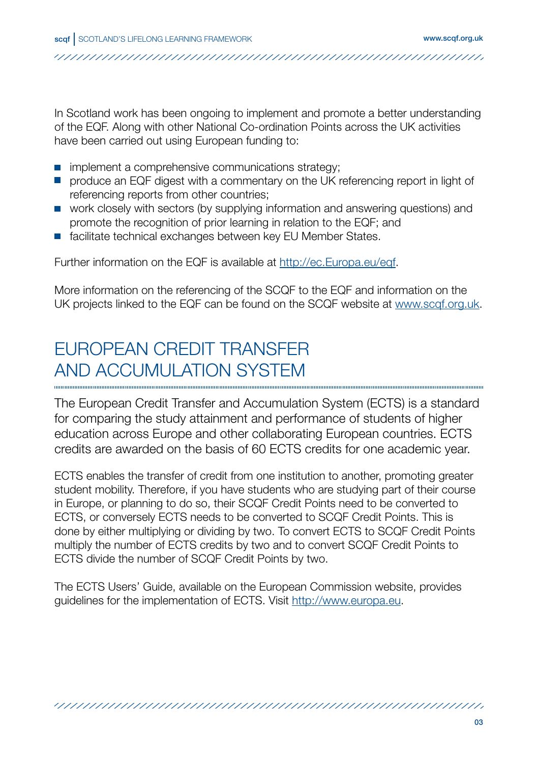In Scotland work has been ongoing to implement and promote a better understanding of the EQF. Along with other National Co-ordination Points across the UK activities have been carried out using European funding to:

- implement a comprehensive communications strategy;
- produce an EQF digest with a commentary on the UK referencing report in light of referencing reports from other countries;
- work closely with sectors (by supplying information and answering questions) and promote the recognition of prior learning in relation to the EQF; and
- facilitate technical exchanges between key EU Member States.

Further information on the EQF is available at [http://ec.Europa.eu/eqf](http://ec.Europa.eu/eqf).

More information on the referencing of the SCQF to the EQF and information on the UK projects linked to the EQF can be found on the SCQF website at [www.scqf.org.uk](http://www.scqf.org.uk).

## EUROPEAN CREDIT TRANSFER AND ACCUMULATION SYSTEM

The European Credit Transfer and Accumulation System (ECTS) is a standard for comparing the study attainment and performance of students of higher education across Europe and other collaborating European countries. ECTS credits are awarded on the basis of 60 ECTS credits for one academic year.

ECTS enables the transfer of credit from one institution to another, promoting greater student mobility. Therefore, if you have students who are studying part of their course in Europe, or planning to do so, their SCQF Credit Points need to be converted to ECTS, or conversely ECTS needs to be converted to SCQF Credit Points. This is done by either multiplying or dividing by two. To convert ECTS to SCQF Credit Points multiply the number of ECTS credits by two and to convert SCQF Credit Points to ECTS divide the number of SCQF Credit Points by two.

The ECTS Users' Guide, available on the European Commission website, provides guidelines for the implementation of ECTS. Visit [http://www.europa.eu](http://www.europa.eu).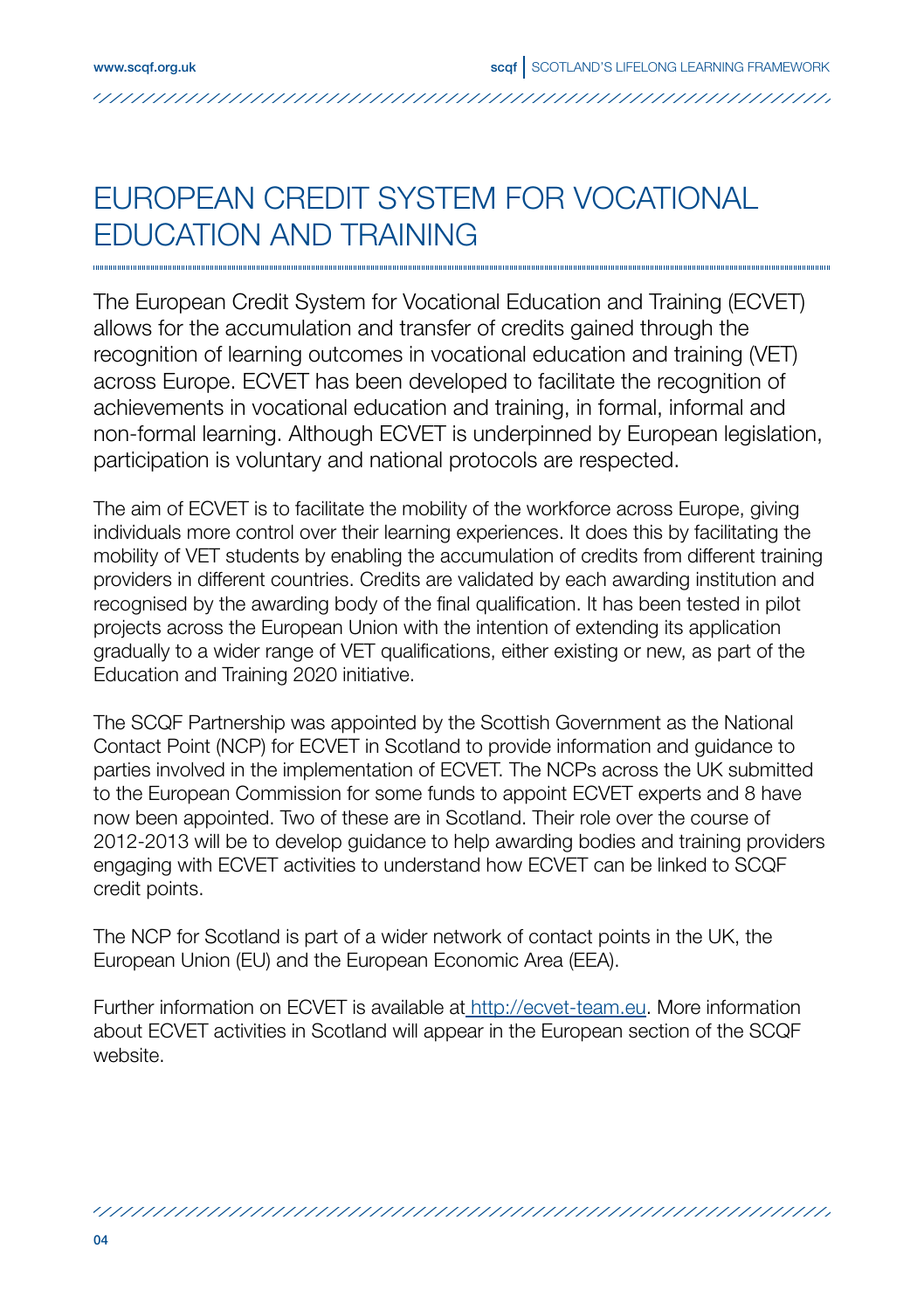# EUROPEAN CREDIT SYSTEM FOR VOCATIONAL EDUCATION AND TRAINING

The European Credit System for Vocational Education and Training (ECVET) allows for the accumulation and transfer of credits gained through the recognition of learning outcomes in vocational education and training (VET) across Europe. ECVET has been developed to facilitate the recognition of achievements in vocational education and training, in formal, informal and non-formal learning. Although ECVET is underpinned by European legislation, participation is voluntary and national protocols are respected.

The aim of ECVET is to facilitate the mobility of the workforce across Europe, giving individuals more control over their learning experiences. It does this by facilitating the mobility of VET students by enabling the accumulation of credits from different training providers in different countries. Credits are validated by each awarding institution and recognised by the awarding body of the final qualification. It has been tested in pilot projects across the European Union with the intention of extending its application gradually to a wider range of VET qualifications, either existing or new, as part of the Education and Training 2020 initiative.

The SCQF Partnership was appointed by the Scottish Government as the National Contact Point (NCP) for ECVET in Scotland to provide information and guidance to parties involved in the implementation of ECVET. The NCPs across the UK submitted to the European Commission for some funds to appoint ECVET experts and 8 have now been appointed. Two of these are in Scotland. Their role over the course of 2012-2013 will be to develop guidance to help awarding bodies and training providers engaging with ECVET activities to understand how ECVET can be linked to SCQF credit points.

The NCP for Scotland is part of a wider network of contact points in the UK, the European Union (EU) and the European Economic Area (EEA).

Further information on ECVET is available at http://ecvet-team.eu. More information about ECVET activities in Scotland will appear in the European section of the SCQF website.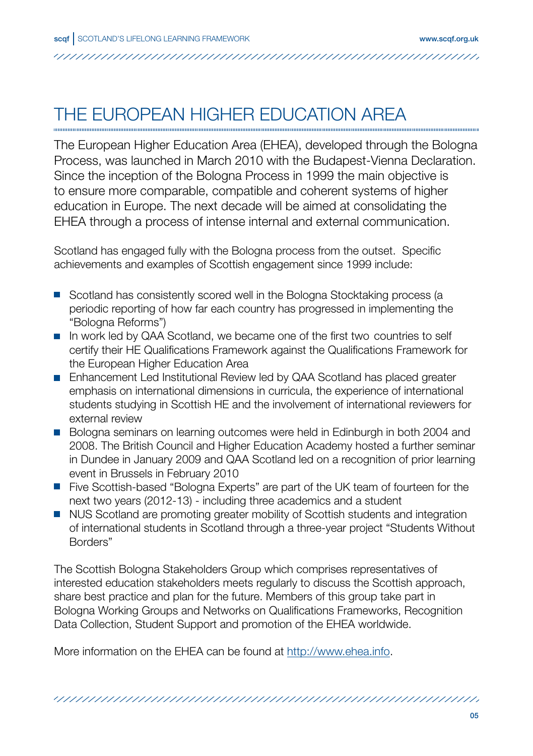# THE EUROPEAN HIGHER EDUCATION AREA

The European Higher Education Area (EHEA), developed through the Bologna Process, was launched in March 2010 with the Budapest-Vienna Declaration. Since the inception of the Bologna Process in 1999 the main objective is to ensure more comparable, compatible and coherent systems of higher education in Europe. The next decade will be aimed at consolidating the EHEA through a process of intense internal and external communication.

Scotland has engaged fully with the Bologna process from the outset. Specific achievements and examples of Scottish engagement since 1999 include:

- Scotland has consistently scored well in the Bologna Stocktaking process (a periodic reporting of how far each country has progressed in implementing the "Bologna Reforms")
- In work led by QAA Scotland, we became one of the first two countries to self certify their HE Qualifications Framework against the Qualifications Framework for the European Higher Education Area
- Enhancement Led Institutional Review led by QAA Scotland has placed greater emphasis on international dimensions in curricula, the experience of international students studying in Scottish HE and the involvement of international reviewers for external review
- Bologna seminars on learning outcomes were held in Edinburgh in both 2004 and 2008. The British Council and Higher Education Academy hosted a further seminar in Dundee in January 2009 and QAA Scotland led on a recognition of prior learning event in Brussels in February 2010
- Five Scottish-based "Bologna Experts" are part of the UK team of fourteen for the next two years (2012-13) - including three academics and a student
- NUS Scotland are promoting greater mobility of Scottish students and integration of international students in Scotland through a three-year project "Students Without Borders"

The Scottish Bologna Stakeholders Group which comprises representatives of interested education stakeholders meets regularly to discuss the Scottish approach, share best practice and plan for the future. Members of this group take part in Bologna Working Groups and Networks on Qualifications Frameworks, Recognition Data Collection, Student Support and promotion of the EHEA worldwide.

More information on the EHEA can be found at http://www.ehea.info.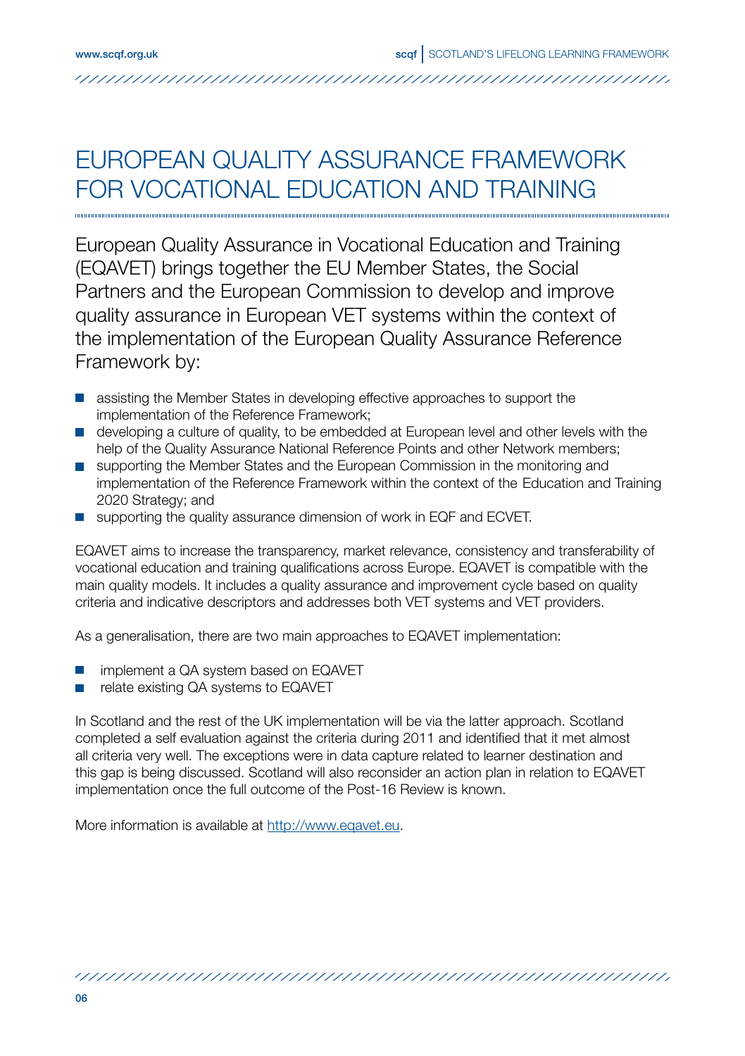# EUROPEAN QUALITY ASSURANCE FRAMEWORK FOR VOCATIONAL EDUCATION AND TRAINING

European Quality Assurance in Vocational Education and Training (EQAVET) brings together the EU Member States, the Social Partners and the European Commission to develop and improve quality assurance in European VET systems within the context of the implementation of the European Quality Assurance Reference Framework by:

- assisting the Member States in developing effective approaches to support the implementation of the Reference Framework;
- developing a culture of quality, to be embedded at European level and other levels with the help of the Quality Assurance National Reference Points and other Network members;
- supporting the Member States and the European Commission in the monitoring and implementation of the Reference Framework within the context of the Education and Training 2020 Strategy; and
- supporting the quality assurance dimension of work in EQF and ECVET.

EQAVET aims to increase the transparency, market relevance, consistency and transferability of vocational education and training qualifications across Europe. EQAVET is compatible with the main quality models. It includes a quality assurance and improvement cycle based on quality criteria and indicative descriptors and addresses both VET systems and VET providers.

As a generalisation, there are two main approaches to EQAVET implementation:

- implement a QA system based on EQAVET
- relate existing QA systems to EQAVET

In Scotland and the rest of the UK implementation will be via the latter approach. Scotland completed a self evaluation against the criteria during 2011 and identified that it met almost all criteria very well. The exceptions were in data capture related to learner destination and this gap is being discussed. Scotland will also reconsider an action plan in relation to EQAVET implementation once the full outcome of the Post-16 Review is known.

More information is available at [http://www.eqavet.eu](http://www.eqavet.eu).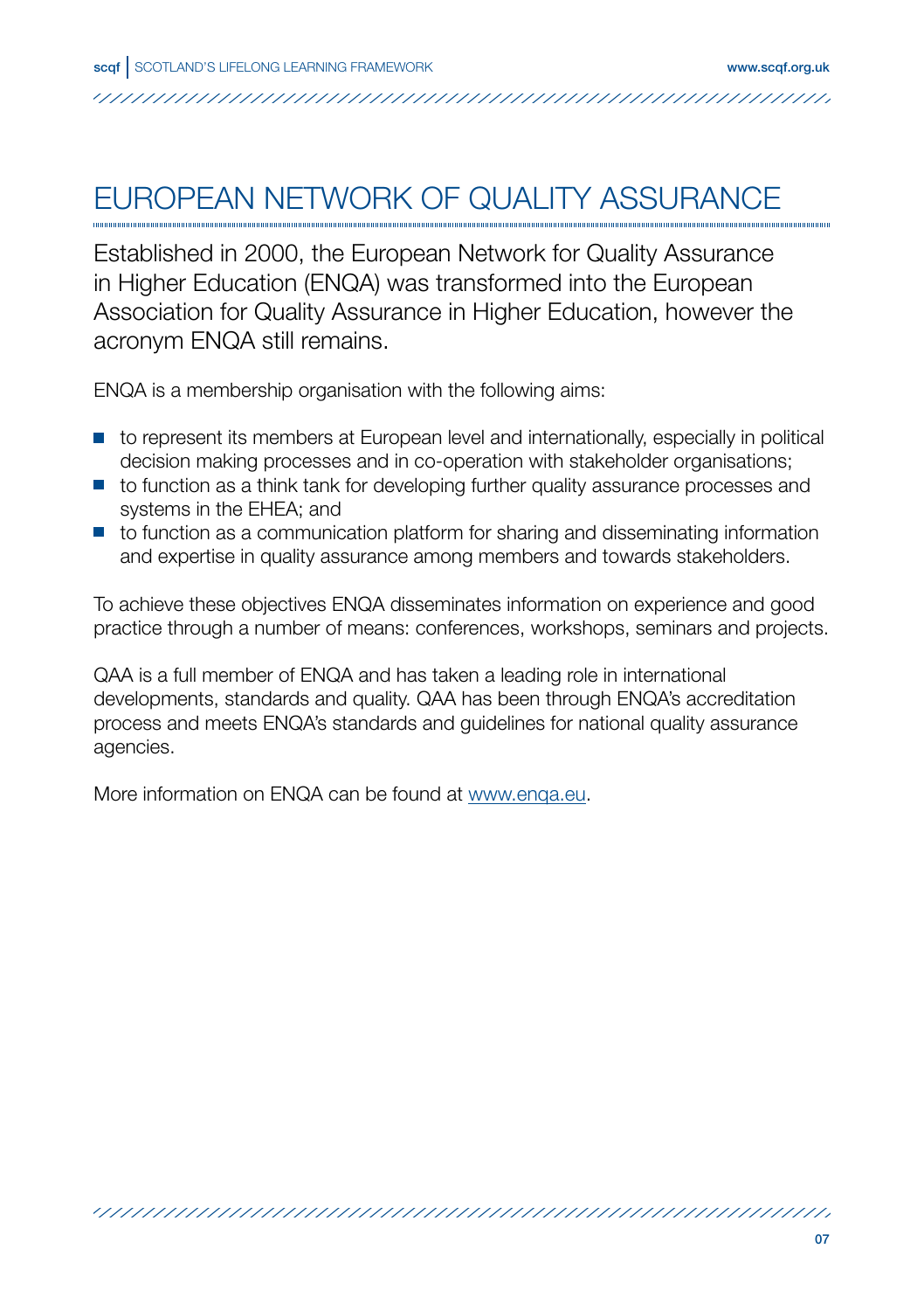# EUROPEAN NETWORK OF QUALITY ASSURANCE

Established in 2000, the European Network for Quality Assurance in Higher Education (ENQA) was transformed into the European Association for Quality Assurance in Higher Education, however the acronym ENQA still remains.

ENQA is a membership organisation with the following aims:

- to represent its members at European level and internationally, especially in political decision making processes and in co-operation with stakeholder organisations;
- to function as a think tank for developing further quality assurance processes and systems in the EHEA; and
- to function as a communication platform for sharing and disseminating information and expertise in quality assurance among members and towards stakeholders.

To achieve these objectives ENQA disseminates information on experience and good practice through a number of means: conferences, workshops, seminars and projects.

QAA is a full member of ENQA and has taken a leading role in international developments, standards and quality. QAA has been through ENQA's accreditation process and meets ENQA's standards and guidelines for national quality assurance agencies.

More information on ENQA can be found at www.enqa.eu.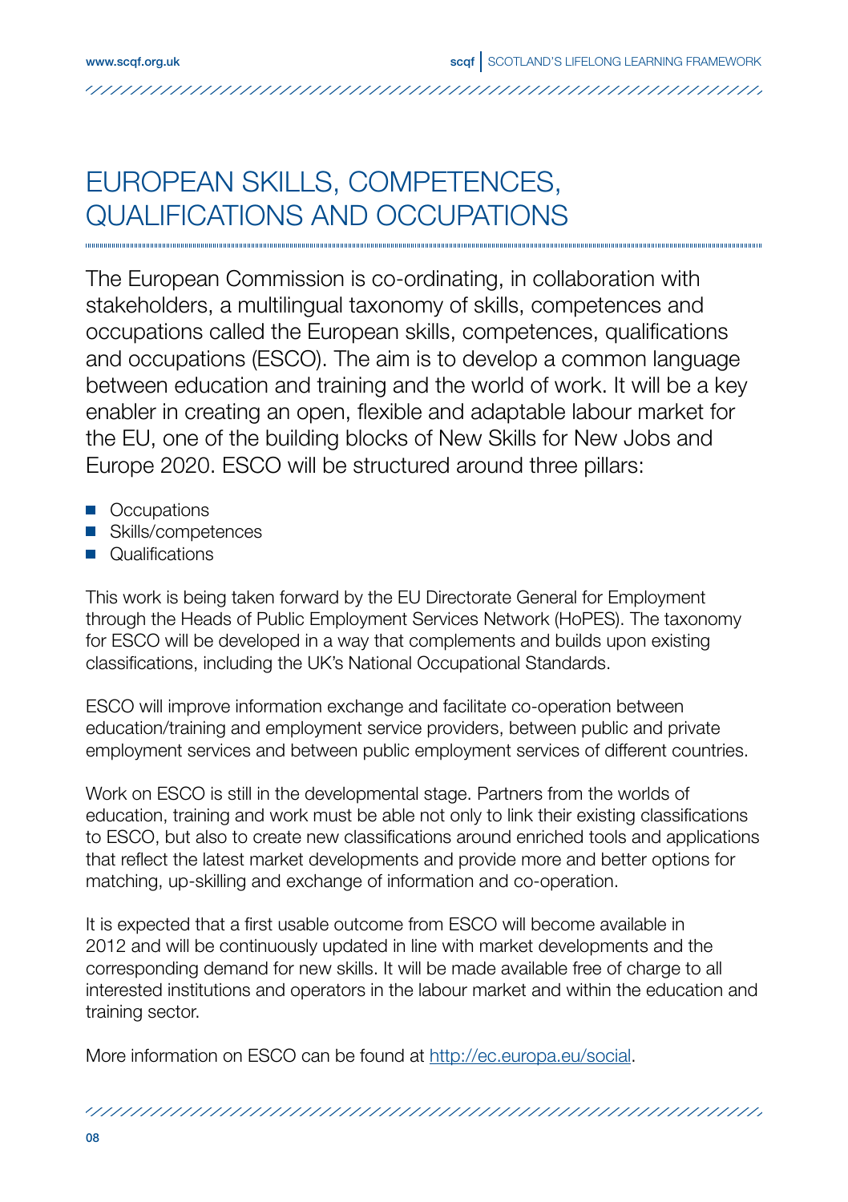# EUROPEAN SKILLS, COMPETENCES, QUALIFICATIONS AND OCCUPATIONS

The European Commission is co-ordinating, in collaboration with stakeholders, a multilingual taxonomy of skills, competences and occupations called the European skills, competences, qualifications and occupations (ESCO). The aim is to develop a common language between education and training and the world of work. It will be a key enabler in creating an open, flexible and adaptable labour market for the EU, one of the building blocks of New Skills for New Jobs and Europe 2020. ESCO will be structured around three pillars:

- Occupations
- Skills/competences
- Qualifications

This work is being taken forward by the EU Directorate General for Employment through the Heads of Public Employment Services Network (HoPES). The taxonomy for ESCO will be developed in a way that complements and builds upon existing classifications, including the UK's National Occupational Standards.

ESCO will improve information exchange and facilitate co-operation between education/training and employment service providers, between public and private employment services and between public employment services of different countries.

Work on ESCO is still in the developmental stage. Partners from the worlds of education, training and work must be able not only to link their existing classifications to ESCO, but also to create new classifications around enriched tools and applications that reflect the latest market developments and provide more and better options for matching, up-skilling and exchange of information and co-operation.

It is expected that a first usable outcome from ESCO will become available in 2012 and will be continuously updated in line with market developments and the corresponding demand for new skills. It will be made available free of charge to all interested institutions and operators in the labour market and within the education and training sector.

More information on ESCO can be found at http://ec.europa.eu/social.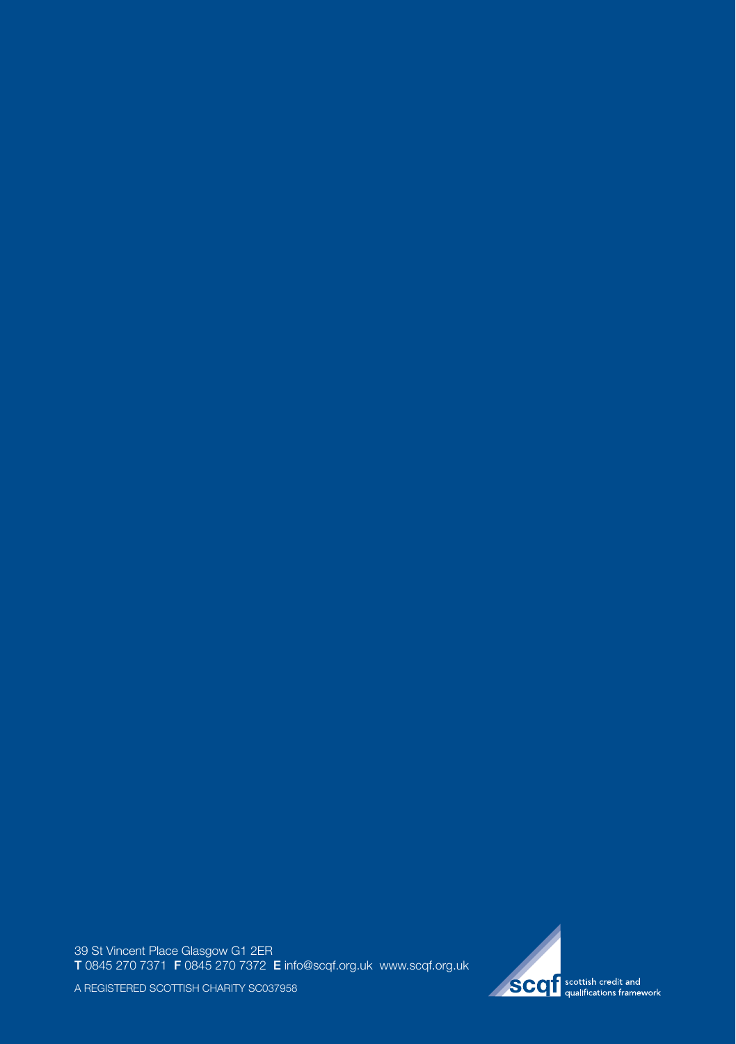39 St Vincent Place Glasgow G1 2ER
**T** 0845 270 7371 **F** 0845 270 7372 **E** info@scqf.org.uk www.scqf.org.uk

A REGISTERED SCOTTISH CHARITY SC037958

scqf scottish credit and qualifications framework